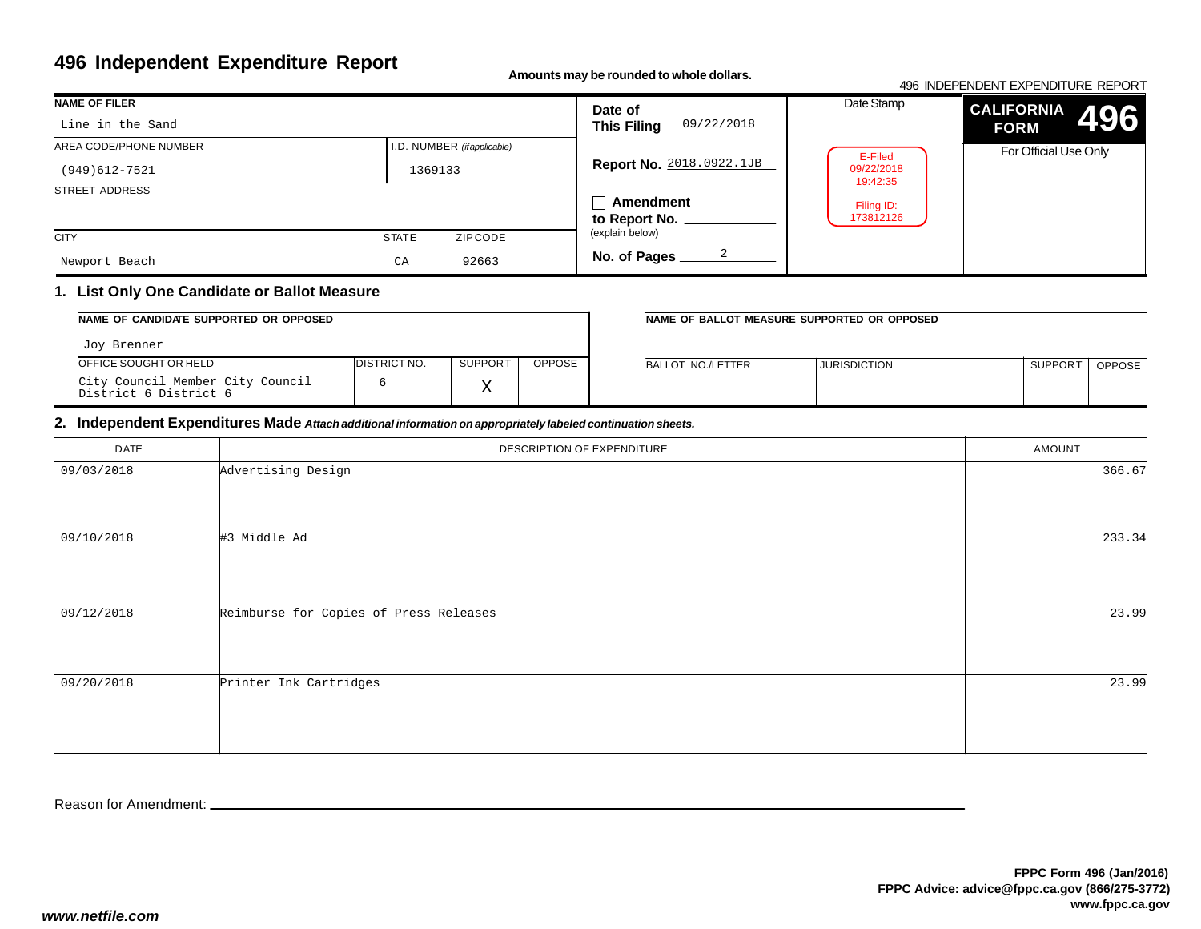# 496 Independent Expenditure Report

**Amounts may be rounded to whole dollars.**

496 INDEPENDENT EXPENDITURE REPORT

**CALIFORNIA FORM 496**

For Official Use Only

| | |
|---|---|
| **NAME OF FILER** | Line in the Sand |
| AREA CODE/PHONE NUMBER | (949)612-7521 |
| I.D. NUMBER *(if applicable)* | 1369133 |
| STREET ADDRESS | |
| CITY | Newport Beach |
| STATE | CA |
| ZIP CODE | 92663 |

**Date of This Filing** 09/22/2018

**Report No.** 2018.0922.1JB

☐ **Amendment to Report No.** ____________
(explain below)

**No. of Pages** 2

Date Stamp

E-Filed
09/22/2018
19:42:35

Filing ID:
173812126

## 1. List Only One Candidate or Ballot Measure

| NAME OF CANDIDATE SUPPORTED OR OPPOSED | | | |
|---|---|---|---|
| Joy Brenner | | | |
| OFFICE SOUGHT OR HELD | DISTRICT NO. | SUPPORT | OPPOSE |
| City Council Member City Council District 6 District 6 | 6 | X | |

| NAME OF BALLOT MEASURE SUPPORTED OR OPPOSED | | | |
|---|---|---|---|
| BALLOT NO./LETTER | JURISDICTION | SUPPORT | OPPOSE |
| | | | |

## 2. Independent Expenditures Made *Attach additional information on appropriately labeled continuation sheets.*

| DATE | DESCRIPTION OF EXPENDITURE | AMOUNT |
|---|---|---|
| 09/03/2018 | Advertising Design | 366.67 |
| 09/10/2018 | #3 Middle Ad | 233.34 |
| 09/12/2018 | Reimburse for Copies of Press Releases | 23.99 |
| 09/20/2018 | Printer Ink Cartridges | 23.99 |

Reason for Amendment: ____________________

**FPPC Form 496 (Jan/2016)**
**FPPC Advice: advice@fppc.ca.gov (866/275-3772)**
**www.fppc.ca.gov**

***www.netfile.com***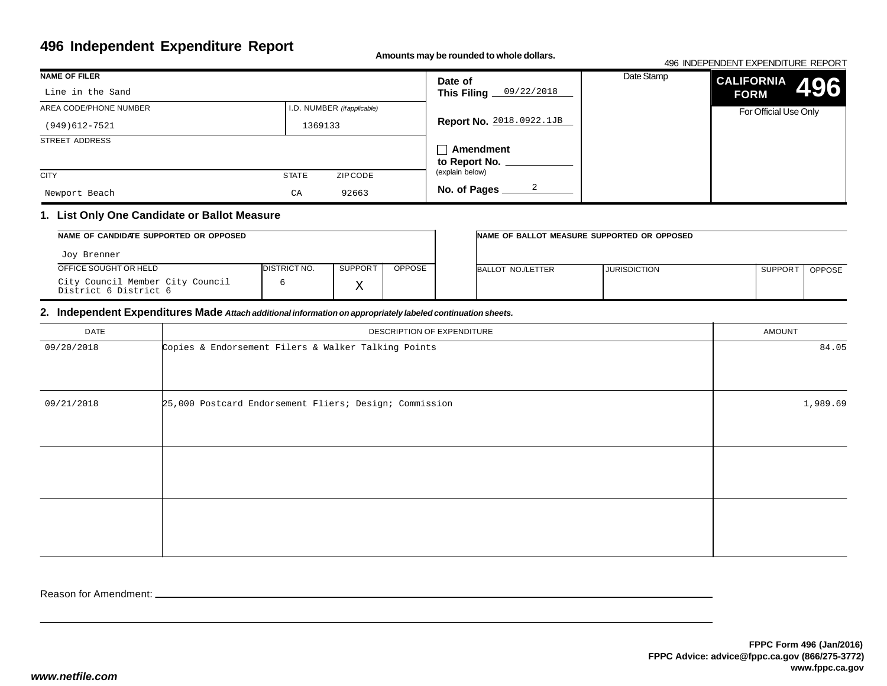# 496 Independent Expenditure Report

**Amounts may be rounded to whole dollars.**

496 INDEPENDENT EXPENDITURE REPORT

| | | | |
|---|---|---|---|
| **NAME OF FILER** Line in the Sand | | **Date of This Filing** 09/22/2018 | Date Stamp |
| AREA CODE/PHONE NUMBER (949)612-7521 | I.D. NUMBER *(if applicable)* 1369133 | **Report No.** 2018.0922.1JB | **CALIFORNIA FORM 496** For Official Use Only |
| STREET ADDRESS | | ☐ **Amendment to Report No.** (explain below) | |
| CITY Newport Beach | STATE CA ZIP CODE 92663 | **No. of Pages** 2 | |

## 1. List Only One Candidate or Ballot Measure

| NAME OF CANDIDATE SUPPORTED OR OPPOSED | | | |
|---|---|---|---|
| Joy Brenner | | | |
| OFFICE SOUGHT OR HELD | DISTRICT NO. | SUPPORT | OPPOSE |
| City Council Member City Council District 6 District 6 | 6 | X | |

| NAME OF BALLOT MEASURE SUPPORTED OR OPPOSED | | | |
|---|---|---|---|
| | | | |
| BALLOT NO./LETTER | JURISDICTION | SUPPORT | OPPOSE |
| | | | |

## 2. Independent Expenditures Made *Attach additional information on appropriately labeled continuation sheets.*

| DATE | DESCRIPTION OF EXPENDITURE | AMOUNT |
|---|---|---|
| 09/20/2018 | Copies & Endorsement Filers & Walker Talking Points | 84.05 |
| 09/21/2018 | 25,000 Postcard Endorsement Fliers; Design; Commission | 1,989.69 |
| | | |
| | | |

Reason for Amendment:

FPPC Form 496 (Jan/2016)
FPPC Advice: advice@fppc.ca.gov (866/275-3772)
www.fppc.ca.gov

www.netfile.com